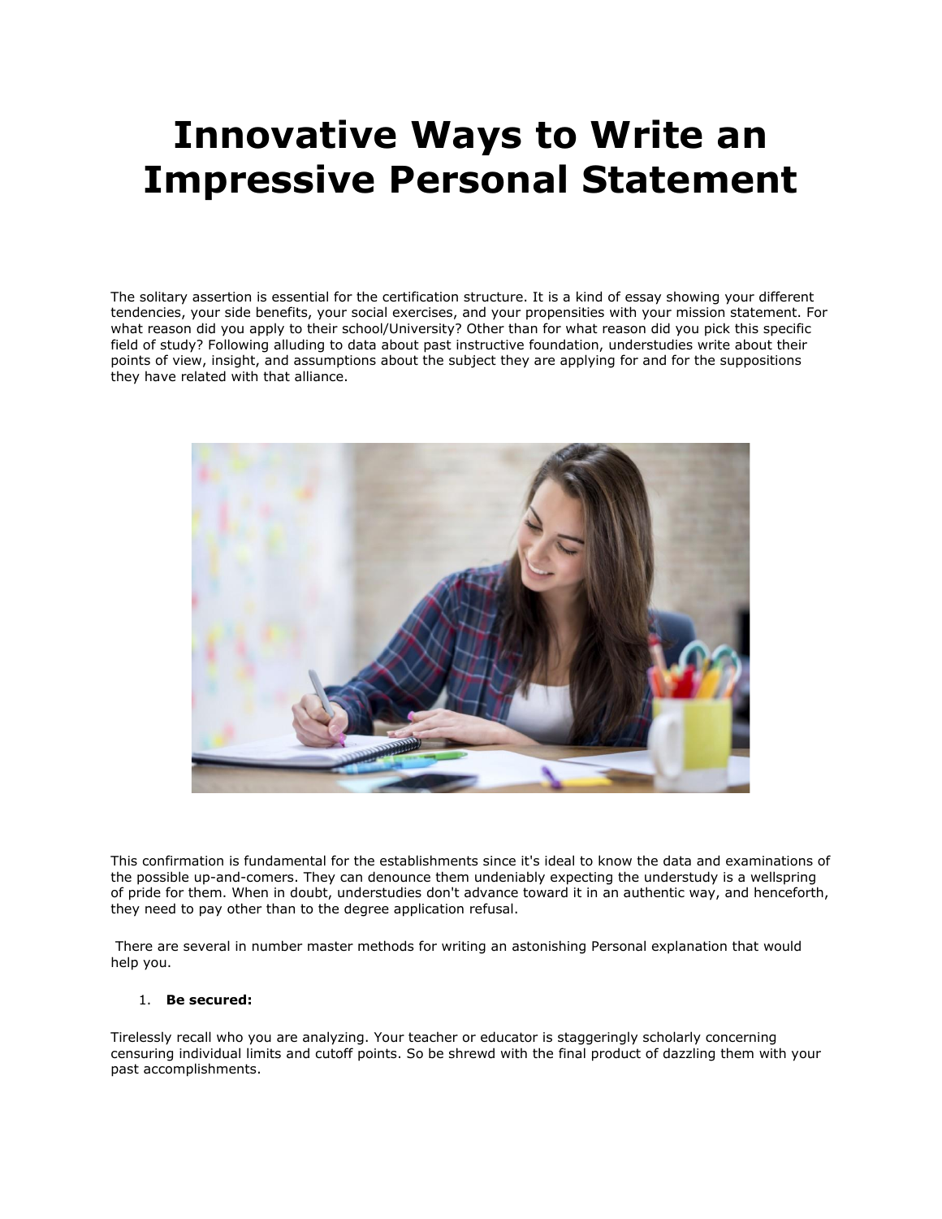# Innovative Ways to Write an Impressive Personal Statement

The solitary assertion is essential for the certification structure. It is a kind of essay showing your different tendencies, your side benefits, your social exercises, and your propensities with your mission statement. For what reason did you apply to their school/University? Other than for what reason did you pick this specific field of study? Following alluding to data about past instructive foundation, understudies write about their points of view, insight, and assumptions about the subject they are applying for and for the suppositions they have related with that alliance.

This confirmation is fundamental for the establishments since it's ideal to know the data and examinations of the possible up-and-comers. They can denounce them undeniably expecting the understudy is a wellspring of pride for them. When in doubt, understudies don't advance toward it in an authentic way, and henceforth, they need to pay other than to the degree application refusal.

There are several in number master methods for writing an astonishing Personal explanation that would help you.

1. **Be secured:**

Tirelessly recall who you are analyzing. Your teacher or educator is staggeringly scholarly concerning censuring individual limits and cutoff points. So be shrewd with the final product of dazzling them with your past accomplishments.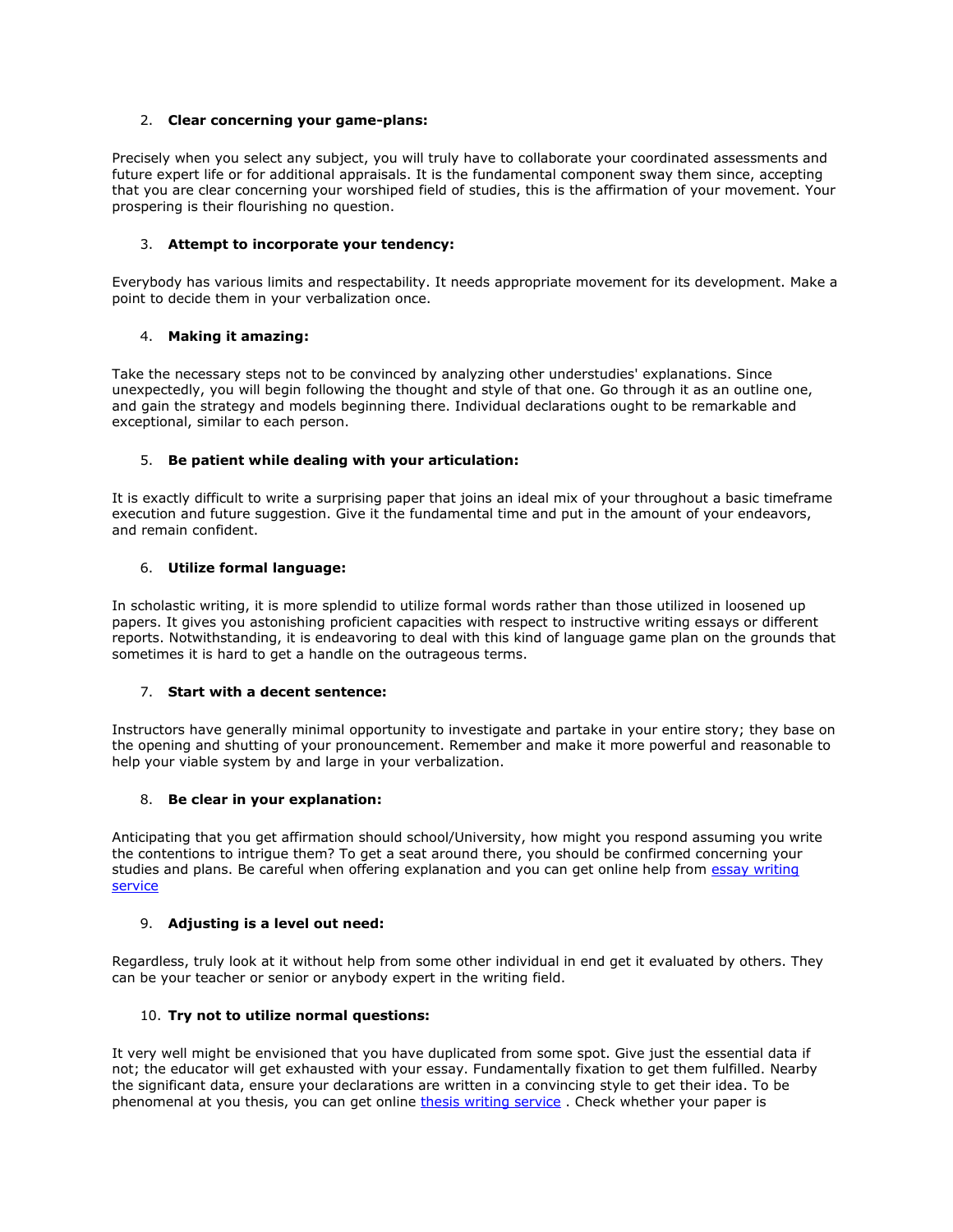2. **Clear concerning your game-plans:**

Precisely when you select any subject, you will truly have to collaborate your coordinated assessments and future expert life or for additional appraisals. It is the fundamental component sway them since, accepting that you are clear concerning your worshiped field of studies, this is the affirmation of your movement. Your prospering is their flourishing no question.

3. **Attempt to incorporate your tendency:**

Everybody has various limits and respectability. It needs appropriate movement for its development. Make a point to decide them in your verbalization once.

4. **Making it amazing:**

Take the necessary steps not to be convinced by analyzing other understudies' explanations. Since unexpectedly, you will begin following the thought and style of that one. Go through it as an outline one, and gain the strategy and models beginning there. Individual declarations ought to be remarkable and exceptional, similar to each person.

5. **Be patient while dealing with your articulation:**

It is exactly difficult to write a surprising paper that joins an ideal mix of your throughout a basic timeframe execution and future suggestion. Give it the fundamental time and put in the amount of your endeavors, and remain confident.

6. **Utilize formal language:**

In scholastic writing, it is more splendid to utilize formal words rather than those utilized in loosened up papers. It gives you astonishing proficient capacities with respect to instructive writing essays or different reports. Notwithstanding, it is endeavoring to deal with this kind of language game plan on the grounds that sometimes it is hard to get a handle on the outrageous terms.

7. **Start with a decent sentence:**

Instructors have generally minimal opportunity to investigate and partake in your entire story; they base on the opening and shutting of your pronouncement. Remember and make it more powerful and reasonable to help your viable system by and large in your verbalization.

8. **Be clear in your explanation:**

Anticipating that you get affirmation should school/University, how might you respond assuming you write the contentions to intrigue them? To get a seat around there, you should be confirmed concerning your studies and plans. Be careful when offering explanation and you can get online help from [essay writing service]

9. **Adjusting is a level out need:**

Regardless, truly look at it without help from some other individual in end get it evaluated by others. They can be your teacher or senior or anybody expert in the writing field.

10. **Try not to utilize normal questions:**

It very well might be envisioned that you have duplicated from some spot. Give just the essential data if not; the educator will get exhausted with your essay. Fundamentally fixation to get them fulfilled. Nearby the significant data, ensure your declarations are written in a convincing style to get their idea. To be phenomenal at you thesis, you can get online [thesis writing service] . Check whether your paper is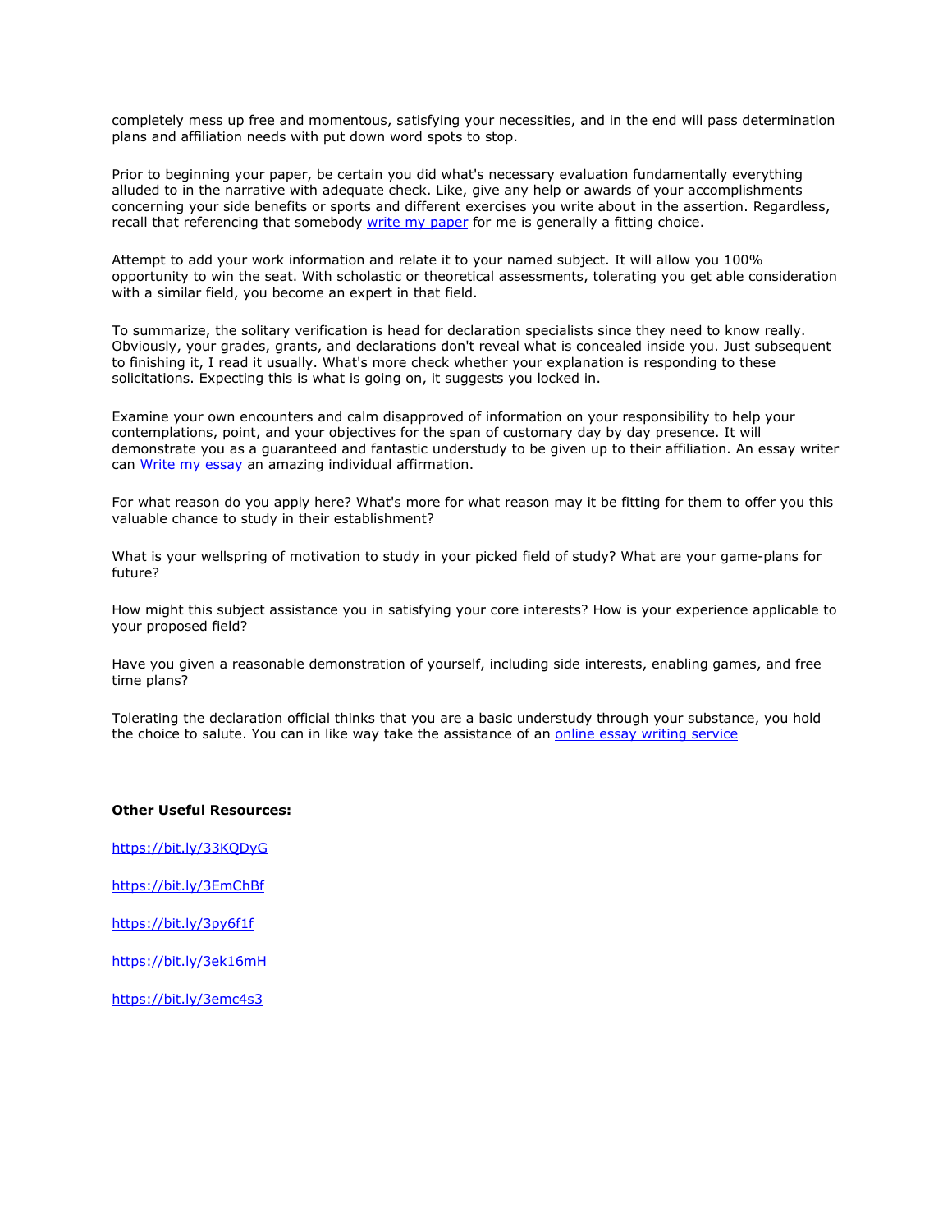completely mess up free and momentous, satisfying your necessities, and in the end will pass determination plans and affiliation needs with put down word spots to stop.

Prior to beginning your paper, be certain you did what's necessary evaluation fundamentally everything alluded to in the narrative with adequate check. Like, give any help or awards of your accomplishments concerning your side benefits or sports and different exercises you write about in the assertion. Regardless, recall that referencing that somebody [write my paper]() for me is generally a fitting choice.

Attempt to add your work information and relate it to your named subject. It will allow you 100% opportunity to win the seat. With scholastic or theoretical assessments, tolerating you get able consideration with a similar field, you become an expert in that field.

To summarize, the solitary verification is head for declaration specialists since they need to know really. Obviously, your grades, grants, and declarations don't reveal what is concealed inside you. Just subsequent to finishing it, I read it usually. What's more check whether your explanation is responding to these solicitations. Expecting this is what is going on, it suggests you locked in.

Examine your own encounters and calm disapproved of information on your responsibility to help your contemplations, point, and your objectives for the span of customary day by day presence. It will demonstrate you as a guaranteed and fantastic understudy to be given up to their affiliation. An essay writer can [Write my essay]() an amazing individual affirmation.

For what reason do you apply here? What's more for what reason may it be fitting for them to offer you this valuable chance to study in their establishment?

What is your wellspring of motivation to study in your picked field of study? What are your game-plans for future?

How might this subject assistance you in satisfying your core interests? How is your experience applicable to your proposed field?

Have you given a reasonable demonstration of yourself, including side interests, enabling games, and free time plans?

Tolerating the declaration official thinks that you are a basic understudy through your substance, you hold the choice to salute. You can in like way take the assistance of an [online essay writing service]()

**Other Useful Resources:**

https://bit.ly/33KQDyG

https://bit.ly/3EmChBf

https://bit.ly/3py6f1f

https://bit.ly/3ek16mH

https://bit.ly/3emc4s3